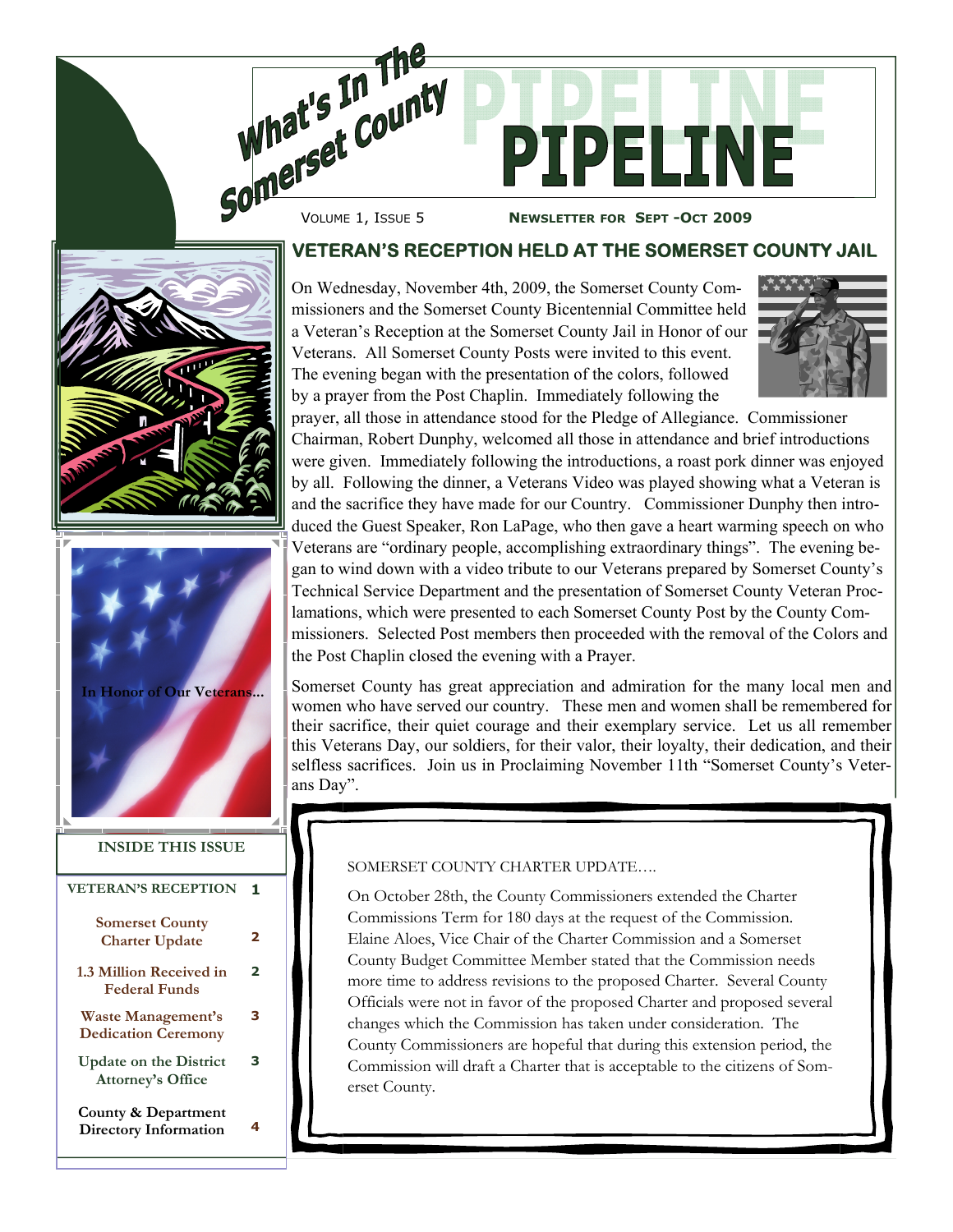# What's In The Somerset County PIPELINE

VOLUME 1, ISSUE 5 — NEWSLETTER FOR SEPT -OCT 2009

## VETERAN'S RECEPTION HELD AT THE SOMERSET COUNTY JAIL

On Wednesday, November 4th, 2009, the Somerset County Commissioners and the Somerset County Bicentennial Committee held a Veteran's Reception at the Somerset County Jail in Honor of our Veterans. All Somerset County Posts were invited to this event. The evening began with the presentation of the colors, followed by a prayer from the Post Chaplin. Immediately following the prayer, all those in attendance stood for the Pledge of Allegiance. Commissioner Chairman, Robert Dunphy, welcomed all those in attendance and brief introductions were given. Immediately following the introductions, a roast pork dinner was enjoyed by all. Following the dinner, a Veterans Video was played showing what a Veteran is and the sacrifice they have made for our Country. Commissioner Dunphy then introduced the Guest Speaker, Ron LaPage, who then gave a heart warming speech on who Veterans are "ordinary people, accomplishing extraordinary things". The evening began to wind down with a video tribute to our Veterans prepared by Somerset County's Technical Service Department and the presentation of Somerset County Veteran Proclamations, which were presented to each Somerset County Post by the County Commissioners. Selected Post members then proceeded with the removal of the Colors and the Post Chaplin closed the evening with a Prayer.

Somerset County has great appreciation and admiration for the many local men and women who have served our country. These men and women shall be remembered for their sacrifice, their quiet courage and their exemplary service. Let us all remember this Veterans Day, our soldiers, for their valor, their loyalty, their dedication, and their selfless sacrifices. Join us in Proclaiming November 11th "Somerset County's Veterans Day".

In Honor of Our Veterans...

### INSIDE THIS ISSUE

| | |
|---|---|
| VETERAN'S RECEPTION | 1 |
| Somerset County Charter Update | 2 |
| 1.3 Million Received in Federal Funds | 2 |
| Waste Management's Dedication Ceremony | 3 |
| Update on the District Attorney's Office | 3 |
| County & Department Directory Information | 4 |

SOMERSET COUNTY CHARTER UPDATE….

On October 28th, the County Commissioners extended the Charter Commissions Term for 180 days at the request of the Commission. Elaine Aloes, Vice Chair of the Charter Commission and a Somerset County Budget Committee Member stated that the Commission needs more time to address revisions to the proposed Charter. Several County Officials were not in favor of the proposed Charter and proposed several changes which the Commission has taken under consideration. The County Commissioners are hopeful that during this extension period, the Commission will draft a Charter that is acceptable to the citizens of Somerset County.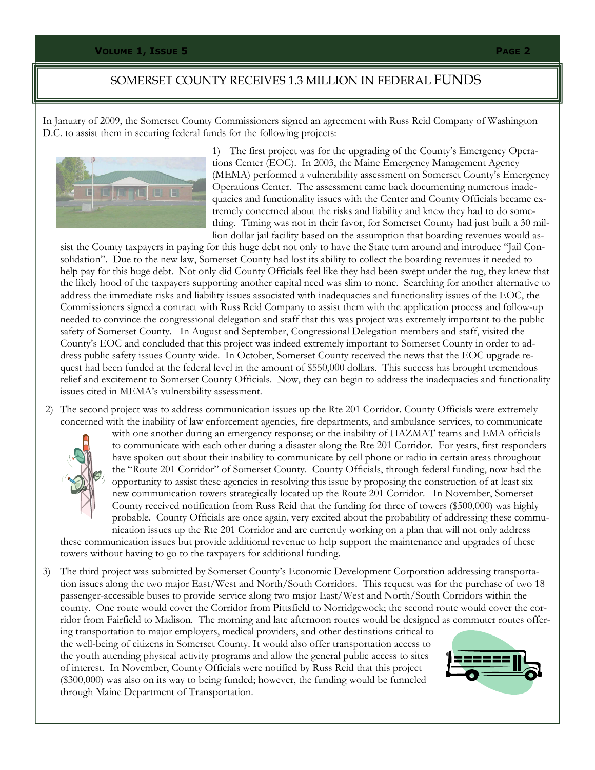## SOMERSET COUNTY RECEIVES 1.3 MILLION IN FEDERAL FUNDS

In January of 2009, the Somerset County Commissioners signed an agreement with Russ Reid Company of Washington D.C. to assist them in securing federal funds for the following projects:

1) The first project was for the upgrading of the County's Emergency Operations Center (EOC). In 2003, the Maine Emergency Management Agency (MEMA) performed a vulnerability assessment on Somerset County's Emergency Operations Center. The assessment came back documenting numerous inadequacies and functionality issues with the Center and County Officials became extremely concerned about the risks and liability and knew they had to do something. Timing was not in their favor, for Somerset County had just built a 30 million dollar jail facility based on the assumption that boarding revenues would assist the County taxpayers in paying for this huge debt not only to have the State turn around and introduce "Jail Consolidation". Due to the new law, Somerset County had lost its ability to collect the boarding revenues it needed to help pay for this huge debt. Not only did County Officials feel like they had been swept under the rug, they knew that the likely hood of the taxpayers supporting another capital need was slim to none. Searching for another alternative to address the immediate risks and liability issues associated with inadequacies and functionality issues of the EOC, the Commissioners signed a contract with Russ Reid Company to assist them with the application process and follow-up needed to convince the congressional delegation and staff that this was project was extremely important to the public safety of Somerset County. In August and September, Congressional Delegation members and staff, visited the County's EOC and concluded that this project was indeed extremely important to Somerset County in order to address public safety issues County wide. In October, Somerset County received the news that the EOC upgrade request had been funded at the federal level in the amount of $550,000 dollars. This success has brought tremendous relief and excitement to Somerset County Officials. Now, they can begin to address the inadequacies and functionality issues cited in MEMA's vulnerability assessment.

2) The second project was to address communication issues up the Rte 201 Corridor. County Officials were extremely concerned with the inability of law enforcement agencies, fire departments, and ambulance services, to communicate with one another during an emergency response; or the inability of HAZMAT teams and EMA officials to communicate with each other during a disaster along the Rte 201 Corridor. For years, first responders have spoken out about their inability to communicate by cell phone or radio in certain areas throughout the "Route 201 Corridor" of Somerset County. County Officials, through federal funding, now had the opportunity to assist these agencies in resolving this issue by proposing the construction of at least six new communication towers strategically located up the Route 201 Corridor. In November, Somerset County received notification from Russ Reid that the funding for three of towers ($500,000) was highly probable. County Officials are once again, very excited about the probability of addressing these communication issues up the Rte 201 Corridor and are currently working on a plan that will not only address these communication issues but provide additional revenue to help support the maintenance and upgrades of these towers without having to go to the taxpayers for additional funding.

3) The third project was submitted by Somerset County's Economic Development Corporation addressing transportation issues along the two major East/West and North/South Corridors. This request was for the purchase of two 18 passenger-accessible buses to provide service along two major East/West and North/South Corridors within the county. One route would cover the Corridor from Pittsfield to Norridgewock; the second route would cover the corridor from Fairfield to Madison. The morning and late afternoon routes would be designed as commuter routes offering transportation to major employers, medical providers, and other destinations critical to the well-being of citizens in Somerset County. It would also offer transportation access to the youth attending physical activity programs and allow the general public access to sites of interest. In November, County Officials were notified by Russ Reid that this project ($300,000) was also on its way to being funded; however, the funding would be funneled through Maine Department of Transportation.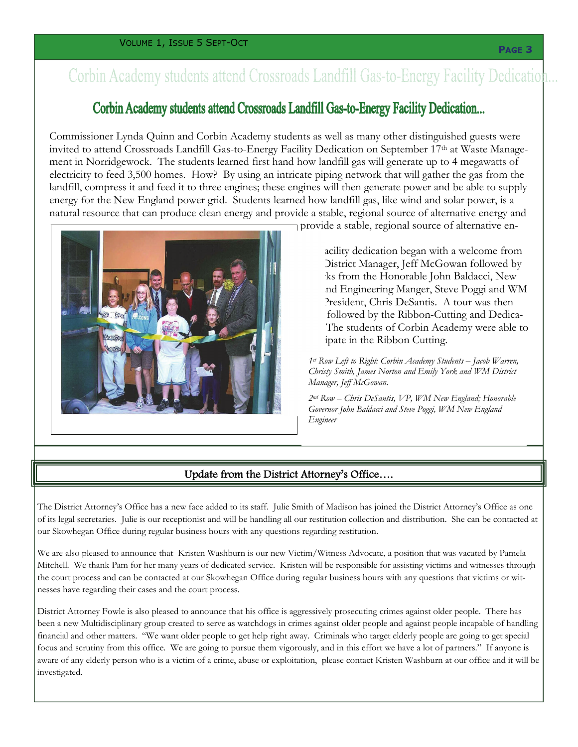# Corbin Academy students attend Crossroads Landfill Gas-to-Energy Facility Dedication...

Commissioner Lynda Quinn and Corbin Academy students as well as many other distinguished guests were invited to attend Crossroads Landfill Gas-to-Energy Facility Dedication on September 17th at Waste Management in Norridgewock. The students learned first hand how landfill gas will generate up to 4 megawatts of electricity to feed 3,500 homes. How? By using an intricate piping network that will gather the gas from the landfill, compress it and feed it to three engines; these engines will then generate power and be able to supply energy for the New England power grid. Students learned how landfill gas, like wind and solar power, is a natural resource that can produce clean energy and provide a stable, regional source of alternative energy and provide a stable, regional source of alternative en-

acility dedication began with a welcome from District Manager, Jeff McGowan followed by ks from the Honorable John Baldacci, New nd Engineering Manger, Steve Poggi and WM President, Chris DeSantis. A tour was then followed by the Ribbon-Cutting and Dedica- The students of Corbin Academy were able to ipate in the Ribbon Cutting.

*1st Row Left to Right: Corbin Academy Students – Jacob Warren, Christy Smith, James Norton and Emily York and WM District Manager, Jeff McGowan.*

*2nd Row – Chris DeSantis, VP, WM New England; Honorable Governor John Baldacci and Steve Poggi, WM New England Engineer*

## Update from the District Attorney's Office….

The District Attorney's Office has a new face added to its staff. Julie Smith of Madison has joined the District Attorney's Office as one of its legal secretaries. Julie is our receptionist and will be handling all our restitution collection and distribution. She can be contacted at our Skowhegan Office during regular business hours with any questions regarding restitution.

We are also pleased to announce that Kristen Washburn is our new Victim/Witness Advocate, a position that was vacated by Pamela Mitchell. We thank Pam for her many years of dedicated service. Kristen will be responsible for assisting victims and witnesses through the court process and can be contacted at our Skowhegan Office during regular business hours with any questions that victims or witnesses have regarding their cases and the court process.

District Attorney Fowle is also pleased to announce that his office is aggressively prosecuting crimes against older people. There has been a new Multidisciplinary group created to serve as watchdogs in crimes against older people and against people incapable of handling financial and other matters. "We want older people to get help right away. Criminals who target elderly people are going to get special focus and scrutiny from this office. We are going to pursue them vigorously, and in this effort we have a lot of partners." If anyone is aware of any elderly person who is a victim of a crime, abuse or exploitation, please contact Kristen Washburn at our office and it will be investigated.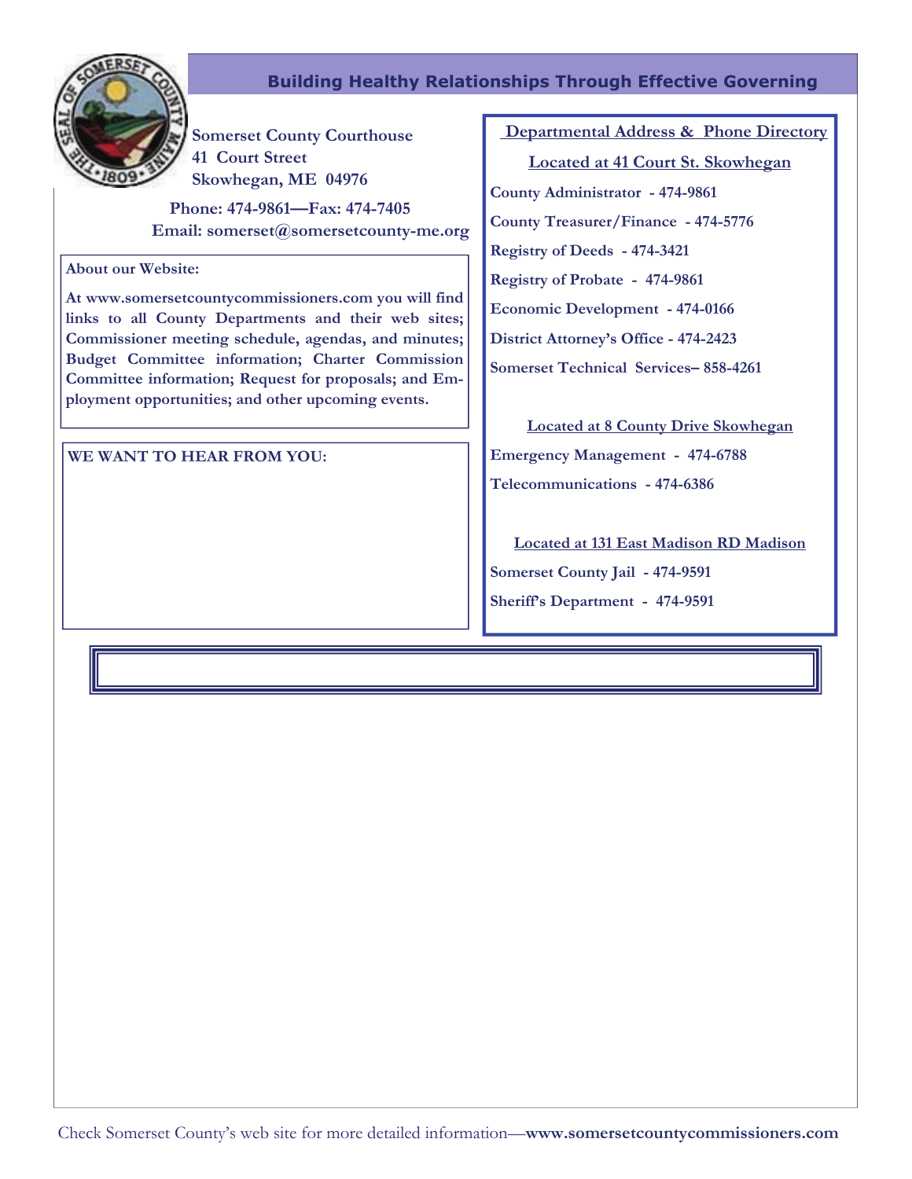## Building Healthy Relationships Through Effective Governing

**Somerset County Courthouse**
**41 Court Street**
**Skowhegan, ME 04976**

**Phone: 474-9861—Fax: 474-7405**
**Email: somerset@somersetcounty-me.org**

**About our Website:**

**At www.somersetcountycommissioners.com you will find links to all County Departments and their web sites; Commissioner meeting schedule, agendas, and minutes; Budget Committee information; Charter Commission Committee information; Request for proposals; and Employment opportunities; and other upcoming events.**

**WE WANT TO HEAR FROM YOU:**

### Departmental Address & Phone Directory

**Located at 41 Court St. Skowhegan**

**County Administrator - 474-9861**

**County Treasurer/Finance - 474-5776**

**Registry of Deeds - 474-3421**

**Registry of Probate - 474-9861**

**Economic Development - 474-0166**

**District Attorney's Office - 474-2423**

**Somerset Technical Services– 858-4261**

**Located at 8 County Drive Skowhegan**

**Emergency Management - 474-6788**

**Telecommunications - 474-6386**

**Located at 131 East Madison RD Madison**

**Somerset County Jail - 474-9591**

**Sheriff's Department - 474-9591**

Check Somerset County's web site for more detailed information—**www.somersetcountycommissioners.com**